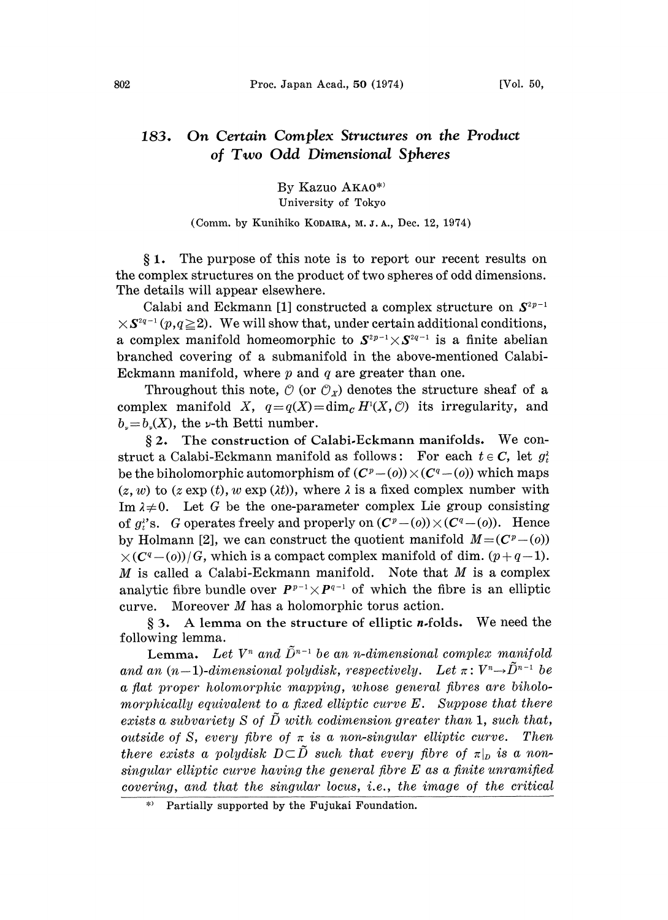# 183. On Certain Complex Structures on the Product of Two Odd Dimensional Spheres

By Kazuo AKAO[*)]

University of Tokyo

(Comm. by Kunihiko KODAIRA, M. J. A., Dec. 12, 1974)

§ 1. The purpose of this note is to report our recent results on the complex structures on the product of two spheres of odd dimensions. The details will appear elsewhere.

Calabi and Eckmann [1] constructed a complex structure on $S^{2p-1} \times S^{2q-1}$ $(p, q \geqq 2)$. We will show that, under certain additional conditions, a complex manifold homeomorphic to $S^{2p-1} \times S^{2q-1}$ is a finite abelian branched covering of a submanifold in the above-mentioned Calabi-Eckmann manifold, where $p$ and $q$ are greater than one.

Throughout this note, $\mathcal{O}$ (or $\mathcal{O}_X$) denotes the structure sheaf of a complex manifold $X$, $q = q(X) = \dim_{\boldsymbol{C}} H^1(X, \mathcal{O})$ its irregularity, and $b_\nu = b_\nu(X)$, the $\nu$-th Betti number.

§ 2. **The construction of Calabi-Eckmann manifolds.** We construct a Calabi-Eckmann manifold as follows: For each $t \in \boldsymbol{C}$, let $g_t^\lambda$ be the biholomorphic automorphism of $(\boldsymbol{C}^p - (o)) \times (\boldsymbol{C}^q - (o))$ which maps $(z, w)$ to $(z \exp(t), w \exp(\lambda t))$, where $\lambda$ is a fixed complex number with $\operatorname{Im} \lambda \neq 0$. Let $G$ be the one-parameter complex Lie group consisting of $g_t^\lambda$'s. $G$ operates freely and properly on $(\boldsymbol{C}^p - (o)) \times (\boldsymbol{C}^q - (o))$. Hence by Holmann [2], we can construct the quotient manifold $M = (\boldsymbol{C}^p - (o)) \times (\boldsymbol{C}^q - (o))/G$, which is a compact complex manifold of dim. $(p+q-1)$. $M$ is called a Calabi-Eckmann manifold. Note that $M$ is a complex analytic fibre bundle over $\boldsymbol{P}^{p-1} \times \boldsymbol{P}^{q-1}$ of which the fibre is an elliptic curve. Moreover $M$ has a holomorphic torus action.

§ 3. **A lemma on the structure of elliptic $n$-folds.** We need the following lemma.

**Lemma.** *Let $V^n$ and $\tilde{D}^{n-1}$ be an $n$-dimensional complex manifold and an $(n-1)$-dimensional polydisk, respectively. Let $\pi: V^n \to \tilde{D}^{n-1}$ be a flat proper holomorphic mapping, whose general fibres are biholomorphically equivalent to a fixed elliptic curve $E$. Suppose that there exists a subvariety $S$ of $\tilde{D}$ with codimension greater than 1, such that, outside of $S$, every fibre of $\pi$ is a non-singular elliptic curve. Then there exists a polydisk $D \subset \tilde{D}$ such that every fibre of $\pi|_D$ is a non-singular elliptic curve having the general fibre $E$ as a finite unramified covering, and that the singular locus, i.e., the image of the critical*

*) Partially supported by the Fujukai Foundation.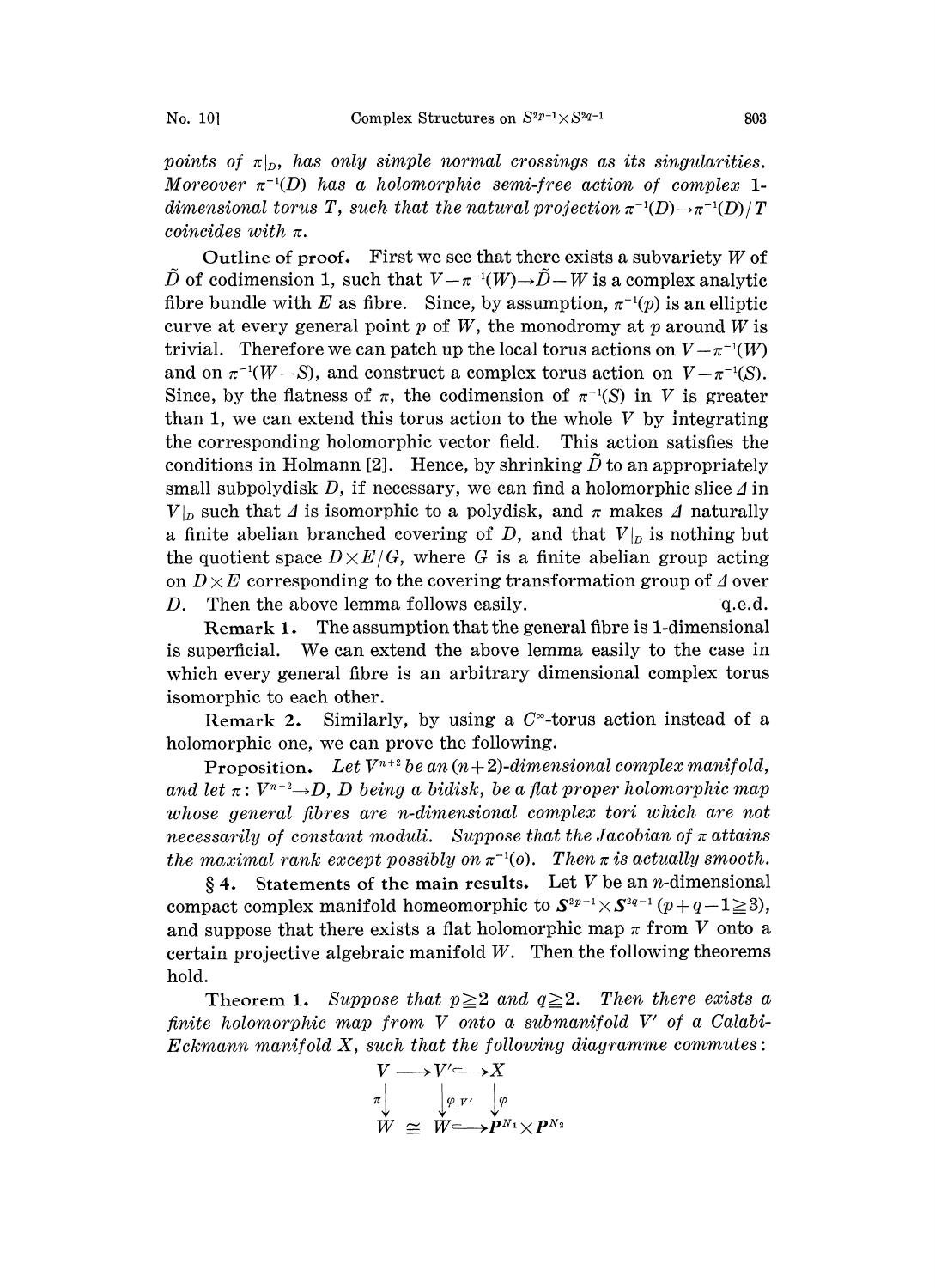*points of $\pi|_D$, has only simple normal crossings as its singularities. Moreover $\pi^{-1}(D)$ has a holomorphic semi-free action of complex 1-dimensional torus $T$, such that the natural projection $\pi^{-1}(D)\to\pi^{-1}(D)/T$ coincides with $\pi$.*

**Outline of proof.** First we see that there exists a subvariety $W$ of $\tilde{D}$ of codimension 1, such that $V-\pi^{-1}(W)\to\tilde{D}-W$ is a complex analytic fibre bundle with $E$ as fibre. Since, by assumption, $\pi^{-1}(p)$ is an elliptic curve at every general point $p$ of $W$, the monodromy at $p$ around $W$ is trivial. Therefore we can patch up the local torus actions on $V-\pi^{-1}(W)$ and on $\pi^{-1}(W-S)$, and construct a complex torus action on $V-\pi^{-1}(S)$. Since, by the flatness of $\pi$, the codimension of $\pi^{-1}(S)$ in $V$ is greater than 1, we can extend this torus action to the whole $V$ by integrating the corresponding holomorphic vector field. This action satisfies the conditions in Holmann [2]. Hence, by shrinking $\tilde{D}$ to an appropriately small subpolydisk $D$, if necessary, we can find a holomorphic slice $\Delta$ in $V|_D$ such that $\Delta$ is isomorphic to a polydisk, and $\pi$ makes $\Delta$ naturally a finite abelian branched covering of $D$, and that $V|_D$ is nothing but the quotient space $D\times E/G$, where $G$ is a finite abelian group acting on $D\times E$ corresponding to the covering transformation group of $\Delta$ over $D$. Then the above lemma follows easily. q.e.d.

**Remark 1.** The assumption that the general fibre is 1-dimensional is superficial. We can extend the above lemma easily to the case in which every general fibre is an arbitrary dimensional complex torus isomorphic to each other.

**Remark 2.** Similarly, by using a $C^\infty$-torus action instead of a holomorphic one, we can prove the following.

**Proposition.** *Let $V^{n+2}$ be an $(n+2)$-dimensional complex manifold, and let $\pi\colon V^{n+2}\to D$, $D$ being a bidisk, be a flat proper holomorphic map whose general fibres are $n$-dimensional complex tori which are not necessarily of constant moduli. Suppose that the Jacobian of $\pi$ attains the maximal rank except possibly on $\pi^{-1}(o)$. Then $\pi$ is actually smooth.*

## § 4. Statements of the main results.

Let $V$ be an $n$-dimensional compact complex manifold homeomorphic to $S^{2p-1}\times S^{2q-1}$ $(p+q-1\geqq 3)$, and suppose that there exists a flat holomorphic map $\pi$ from $V$ onto a certain projective algebraic manifold $W$. Then the following theorems hold.

**Theorem 1.** *Suppose that $p\geqq 2$ and $q\geqq 2$. Then there exists a finite holomorphic map from $V$ onto a submanifold $V'$ of a Calabi-Eckmann manifold $X$, such that the following diagramme commutes:*

$$\begin{array}{ccccc}
V & \longrightarrow & V' & \hookrightarrow & X \\
\downarrow{\scriptstyle \pi} & & \downarrow{\scriptstyle \varphi|_{V'}} & & \downarrow{\scriptstyle \varphi} \\
W & \cong & W & \hookrightarrow & P^{N_1}\times P^{N_2}
\end{array}$$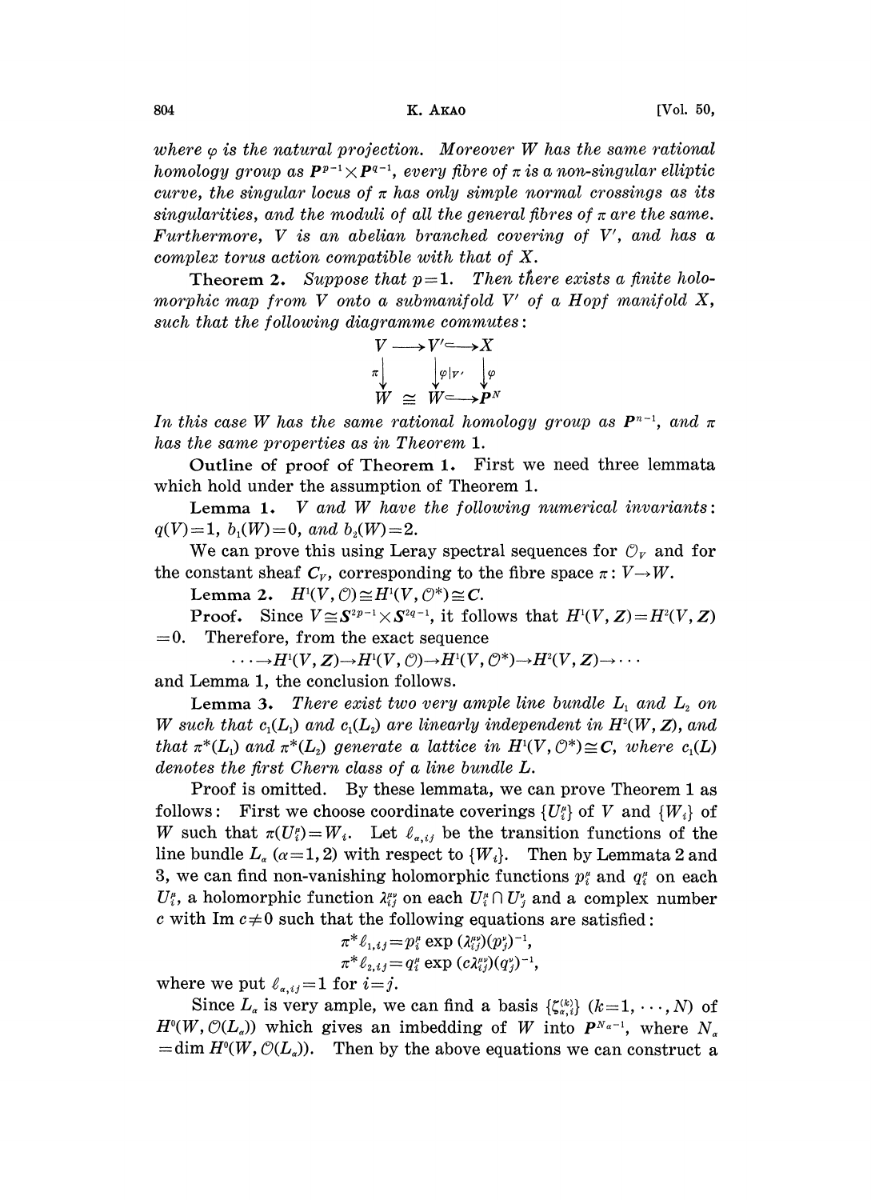*where $\varphi$ is the natural projection. Moreover $W$ has the same rational homology group as $\boldsymbol{P}^{p-1}\times\boldsymbol{P}^{q-1}$, every fibre of $\pi$ is a non-singular elliptic curve, the singular locus of $\pi$ has only simple normal crossings as its singularities, and the moduli of all the general fibres of $\pi$ are the same. Furthermore, $V$ is an abelian branched covering of $V'$, and has a complex torus action compatible with that of $X$.*

**Theorem 2.** *Suppose that $p=1$. Then there exists a finite holomorphic map from $V$ onto a submanifold $V'$ of a Hopf manifold $X$, such that the following diagramme commutes:*

$$\begin{array}{ccccc} V & \longrightarrow & V' & \hookrightarrow & X \\ {\scriptstyle\pi}\downarrow & & \downarrow{\scriptstyle\varphi|_{V'}} & & \downarrow{\scriptstyle\varphi} \\ W & \cong & W & \hookrightarrow & \boldsymbol{P}^N \end{array}$$

*In this case $W$ has the same rational homology group as $\boldsymbol{P}^{n-1}$, and $\pi$ has the same properties as in Theorem 1.*

**Outline of proof of Theorem 1.** First we need three lemmata which hold under the assumption of Theorem 1.

**Lemma 1.** *$V$ and $W$ have the following numerical invariants: $q(V)=1$, $b_1(W)=0$, and $b_2(W)=2$.*

We can prove this using Leray spectral sequences for $\mathcal{O}_V$ and for the constant sheaf $\boldsymbol{C}_V$, corresponding to the fibre space $\pi: V\to W$.

**Lemma 2.** *$H^1(V,\mathcal{O})\cong H^1(V,\mathcal{O}^*)\cong \boldsymbol{C}$.*

**Proof.** Since $V\cong \boldsymbol{S}^{2p-1}\times\boldsymbol{S}^{2q-1}$, it follows that $H^1(V,\boldsymbol{Z})=H^2(V,\boldsymbol{Z})=0$. Therefore, from the exact sequence

$$\cdots\to H^1(V,\boldsymbol{Z})\to H^1(V,\mathcal{O})\to H^1(V,\mathcal{O}^*)\to H^2(V,\boldsymbol{Z})\to\cdots$$

and Lemma 1, the conclusion follows.

**Lemma 3.** *There exist two very ample line bundle $L_1$ and $L_2$ on $W$ such that $c_1(L_1)$ and $c_1(L_2)$ are linearly independent in $H^2(W,\boldsymbol{Z})$, and that $\pi^*(L_1)$ and $\pi^*(L_2)$ generate a lattice in $H^1(V,\mathcal{O}^*)\cong\boldsymbol{C}$, where $c_1(L)$ denotes the first Chern class of a line bundle $L$.*

Proof is omitted. By these lemmata, we can prove Theorem 1 as follows: First we choose coordinate coverings $\{U_i^\mu\}$ of $V$ and $\{W_i\}$ of $W$ such that $\pi(U_i^\mu)=W_i$. Let $\ell_{\alpha,ij}$ be the transition functions of the line bundle $L_\alpha$ $(\alpha=1,2)$ with respect to $\{W_i\}$. Then by Lemmata 2 and 3, we can find non-vanishing holomorphic functions $p_i^\mu$ and $q_i^\mu$ on each $U_i^\mu$, a holomorphic function $\lambda_{ij}^{\mu\nu}$ on each $U_i^\mu\cap U_j^\nu$ and a complex number $c$ with $\operatorname{Im} c\neq 0$ such that the following equations are satisfied:

$$\pi^*\ell_{1,ij}=p_i^\mu \exp(\lambda_{ij}^{\mu\nu})(p_j^\nu)^{-1},$$

$$\pi^*\ell_{2,ij}=q_i^\mu \exp(c\lambda_{ij}^{\mu\nu})(q_j^\nu)^{-1},$$

where we put $\ell_{\alpha,ij}=1$ for $i=j$.

Since $L_\alpha$ is very ample, we can find a basis $\{\zeta_{\alpha,i}^{(k)}\}$ $(k=1,\cdots,N)$ of $H^0(W,\mathcal{O}(L_\alpha))$ which gives an imbedding of $W$ into $\boldsymbol{P}^{N_\alpha-1}$, where $N_\alpha=\dim H^0(W,\mathcal{O}(L_\alpha))$. Then by the above equations we can construct a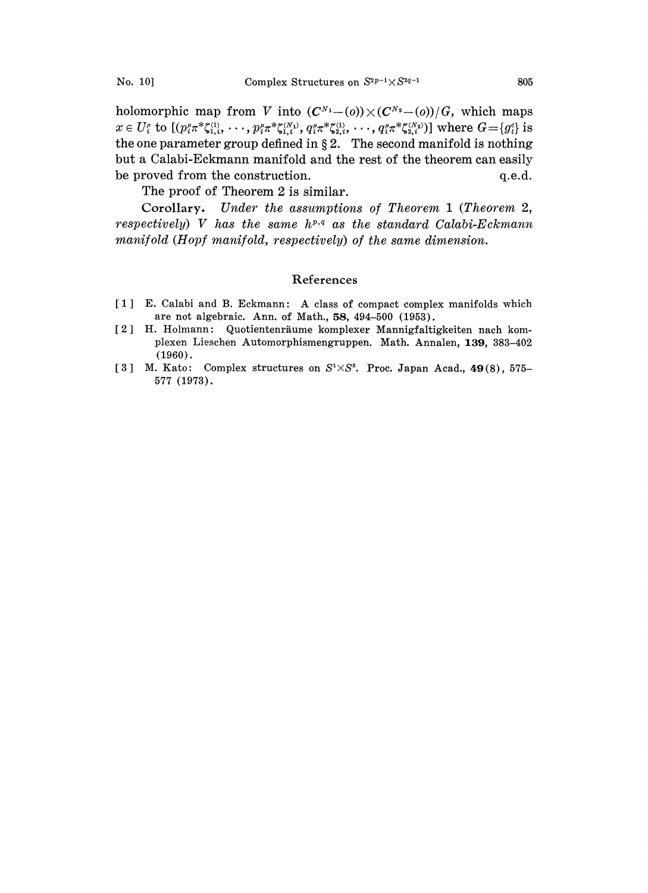holomorphic map from $V$ into $(\boldsymbol{C}^{N_1}-(o))\times(\boldsymbol{C}^{N_2}-(o))/G$, which maps $x\in U_i^\mu$ to $[(p_i^\mu\pi^*\zeta_{1,i}^{(1)},\cdots,p_i^\mu\pi^*\zeta_{1,i}^{(N_1)},q_i^\mu\pi^*\zeta_{2,i}^{(1)},\cdots,q_i^\mu\pi^*\zeta_{2,i}^{(N_2)})]$ where $G=\{g_t^c\}$ is the one parameter group defined in § 2. The second manifold is nothing but a Calabi-Eckmann manifold and the rest of the theorem can easily be proved from the construction. q.e.d.

The proof of Theorem 2 is similar.

**Corollary.** *Under the assumptions of Theorem 1 (Theorem 2, respectively) $V$ has the same $h^{p,q}$ as the standard Calabi-Eckmann manifold (Hopf manifold, respectively) of the same dimension.*

## References

[1] E. Calabi and B. Eckmann: A class of compact complex manifolds which are not algebraic. Ann. of Math., **58**, 494–500 (1953).

[2] H. Holmann: Quotientenräume komplexer Mannigfaltigkeiten nach komplexen Lieschen Automorphismengruppen. Math. Annalen, **139**, 383–402 (1960).

[3] M. Kato: Complex structures on $S^1\times S^5$. Proc. Japan Acad., **49** (8), 575–577 (1973).